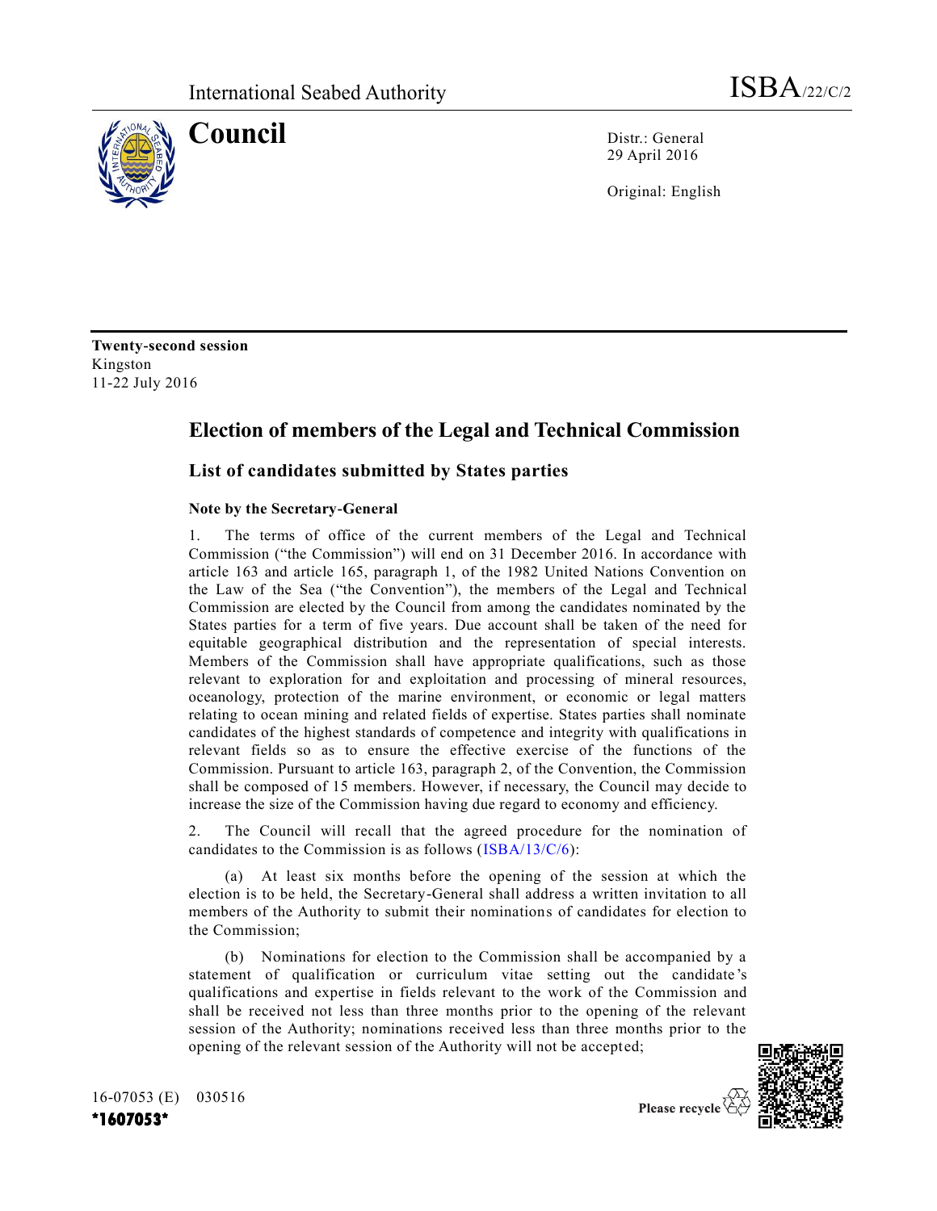International Seabed Authority ISBA/22/C/2

# Council

Distr.: General
29 April 2016

Original: English

**Twenty-second session**
Kingston
11-22 July 2016

## Election of members of the Legal and Technical Commission

### List of candidates submitted by States parties

#### Note by the Secretary-General

1. The terms of office of the current members of the Legal and Technical Commission ("the Commission") will end on 31 December 2016. In accordance with article 163 and article 165, paragraph 1, of the 1982 United Nations Convention on the Law of the Sea ("the Convention"), the members of the Legal and Technical Commission are elected by the Council from among the candidates nominated by the States parties for a term of five years. Due account shall be taken of the need for equitable geographical distribution and the representation of special interests. Members of the Commission shall have appropriate qualifications, such as those relevant to exploration for and exploitation and processing of mineral resources, oceanology, protection of the marine environment, or economic or legal matters relating to ocean mining and related fields of expertise. States parties shall nominate candidates of the highest standards of competence and integrity with qualifications in relevant fields so as to ensure the effective exercise of the functions of the Commission. Pursuant to article 163, paragraph 2, of the Convention, the Commission shall be composed of 15 members. However, if necessary, the Council may decide to increase the size of the Commission having due regard to economy and efficiency.

2. The Council will recall that the agreed procedure for the nomination of candidates to the Commission is as follows (ISBA/13/C/6):

(a) At least six months before the opening of the session at which the election is to be held, the Secretary-General shall address a written invitation to all members of the Authority to submit their nominations of candidates for election to the Commission;

(b) Nominations for election to the Commission shall be accompanied by a statement of qualification or curriculum vitae setting out the candidate's qualifications and expertise in fields relevant to the work of the Commission and shall be received not less than three months prior to the opening of the relevant session of the Authority; nominations received less than three months prior to the opening of the relevant session of the Authority will not be accepted;

16-07053 (E) 030516
*1607053*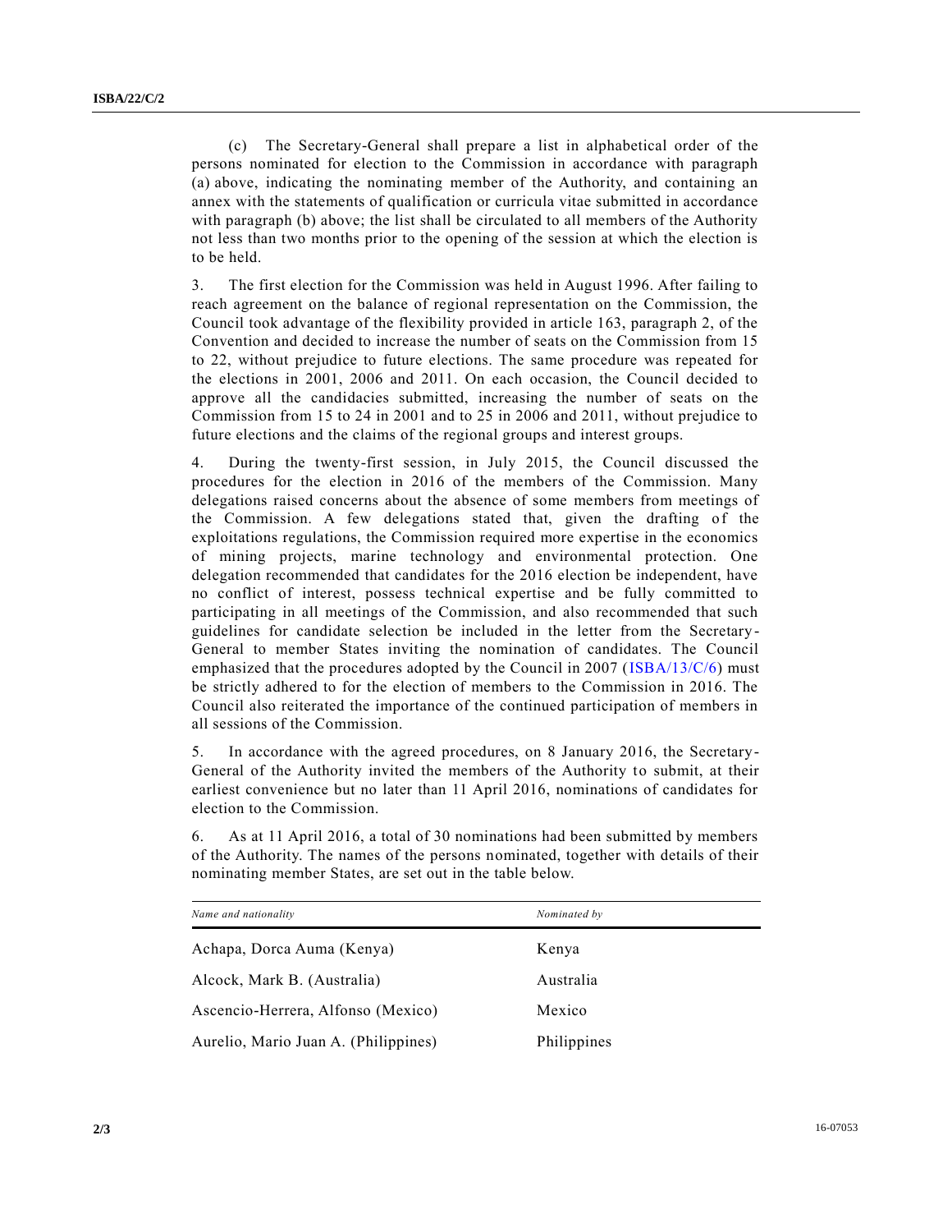(c) The Secretary-General shall prepare a list in alphabetical order of the persons nominated for election to the Commission in accordance with paragraph (a) above, indicating the nominating member of the Authority, and containing an annex with the statements of qualification or curricula vitae submitted in accordance with paragraph (b) above; the list shall be circulated to all members of the Authority not less than two months prior to the opening of the session at which the election is to be held.

3. The first election for the Commission was held in August 1996. After failing to reach agreement on the balance of regional representation on the Commission, the Council took advantage of the flexibility provided in article 163, paragraph 2, of the Convention and decided to increase the number of seats on the Commission from 15 to 22, without prejudice to future elections. The same procedure was repeated for the elections in 2001, 2006 and 2011. On each occasion, the Council decided to approve all the candidacies submitted, increasing the number of seats on the Commission from 15 to 24 in 2001 and to 25 in 2006 and 2011, without prejudice to future elections and the claims of the regional groups and interest groups.

4. During the twenty-first session, in July 2015, the Council discussed the procedures for the election in 2016 of the members of the Commission. Many delegations raised concerns about the absence of some members from meetings of the Commission. A few delegations stated that, given the drafting of the exploitations regulations, the Commission required more expertise in the economics of mining projects, marine technology and environmental protection. One delegation recommended that candidates for the 2016 election be independent, have no conflict of interest, possess technical expertise and be fully committed to participating in all meetings of the Commission, and also recommended that such guidelines for candidate selection be included in the letter from the Secretary-General to member States inviting the nomination of candidates. The Council emphasized that the procedures adopted by the Council in 2007 (ISBA/13/C/6) must be strictly adhered to for the election of members to the Commission in 2016. The Council also reiterated the importance of the continued participation of members in all sessions of the Commission.

5. In accordance with the agreed procedures, on 8 January 2016, the Secretary-General of the Authority invited the members of the Authority to submit, at their earliest convenience but no later than 11 April 2016, nominations of candidates for election to the Commission.

6. As at 11 April 2016, a total of 30 nominations had been submitted by members of the Authority. The names of the persons nominated, together with details of their nominating member States, are set out in the table below.

| *Name and nationality* | *Nominated by* |
|---|---|
| Achapa, Dorca Auma (Kenya) | Kenya |
| Alcock, Mark B. (Australia) | Australia |
| Ascencio-Herrera, Alfonso (Mexico) | Mexico |
| Aurelio, Mario Juan A. (Philippines) | Philippines |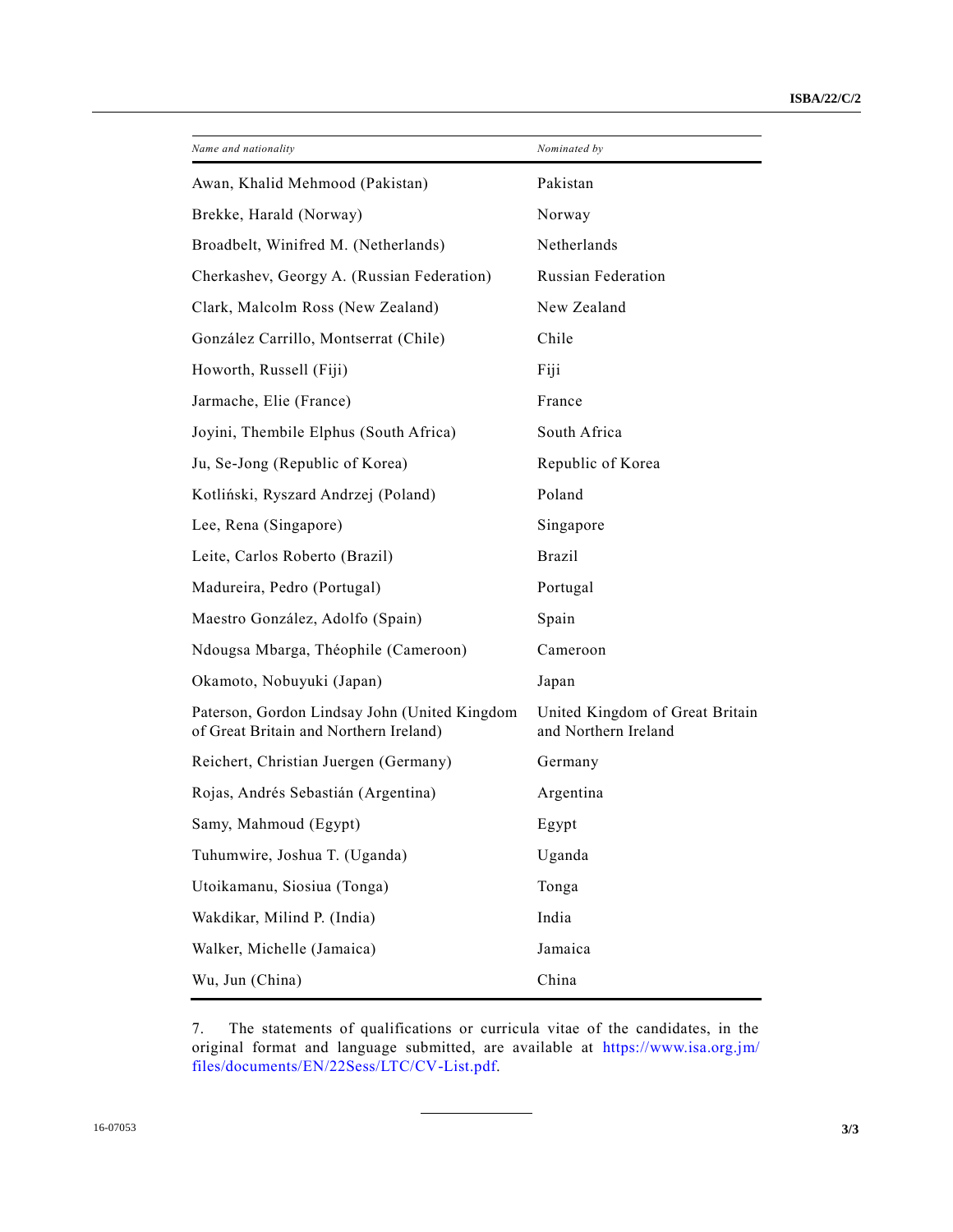| *Name and nationality* | *Nominated by* |
|---|---|
| Awan, Khalid Mehmood (Pakistan) | Pakistan |
| Brekke, Harald (Norway) | Norway |
| Broadbelt, Winifred M. (Netherlands) | Netherlands |
| Cherkashev, Georgy A. (Russian Federation) | Russian Federation |
| Clark, Malcolm Ross (New Zealand) | New Zealand |
| González Carrillo, Montserrat (Chile) | Chile |
| Howorth, Russell (Fiji) | Fiji |
| Jarmache, Elie (France) | France |
| Joyini, Thembile Elphus (South Africa) | South Africa |
| Ju, Se-Jong (Republic of Korea) | Republic of Korea |
| Kotliński, Ryszard Andrzej (Poland) | Poland |
| Lee, Rena (Singapore) | Singapore |
| Leite, Carlos Roberto (Brazil) | Brazil |
| Madureira, Pedro (Portugal) | Portugal |
| Maestro González, Adolfo (Spain) | Spain |
| Ndougsa Mbarga, Théophile (Cameroon) | Cameroon |
| Okamoto, Nobuyuki (Japan) | Japan |
| Paterson, Gordon Lindsay John (United Kingdom of Great Britain and Northern Ireland) | United Kingdom of Great Britain and Northern Ireland |
| Reichert, Christian Juergen (Germany) | Germany |
| Rojas, Andrés Sebastián (Argentina) | Argentina |
| Samy, Mahmoud (Egypt) | Egypt |
| Tuhumwire, Joshua T. (Uganda) | Uganda |
| Utoikamanu, Siosiua (Tonga) | Tonga |
| Wakdikar, Milind P. (India) | India |
| Walker, Michelle (Jamaica) | Jamaica |
| Wu, Jun (China) | China |

7. The statements of qualifications or curricula vitae of the candidates, in the original format and language submitted, are available at https://www.isa.org.jm/files/documents/EN/22Sess/LTC/CV-List.pdf.